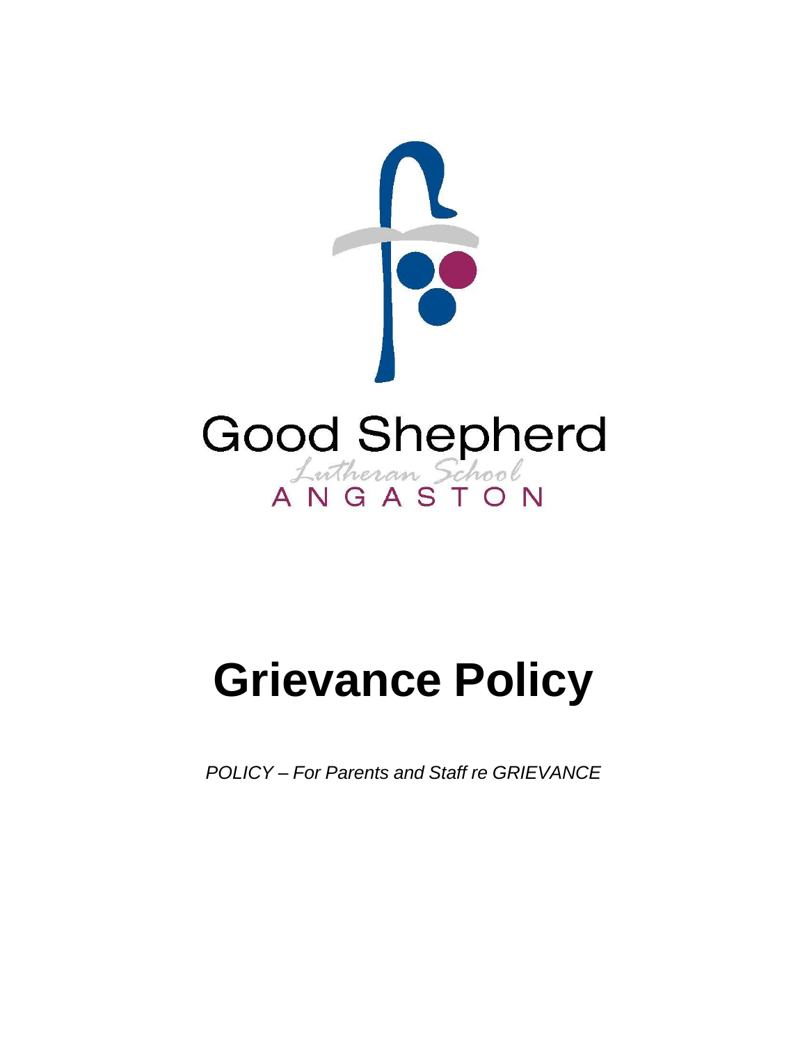Good Shepherd

Lutheran School

ANGASTON

# Grievance Policy

*POLICY – For Parents and Staff re GRIEVANCE*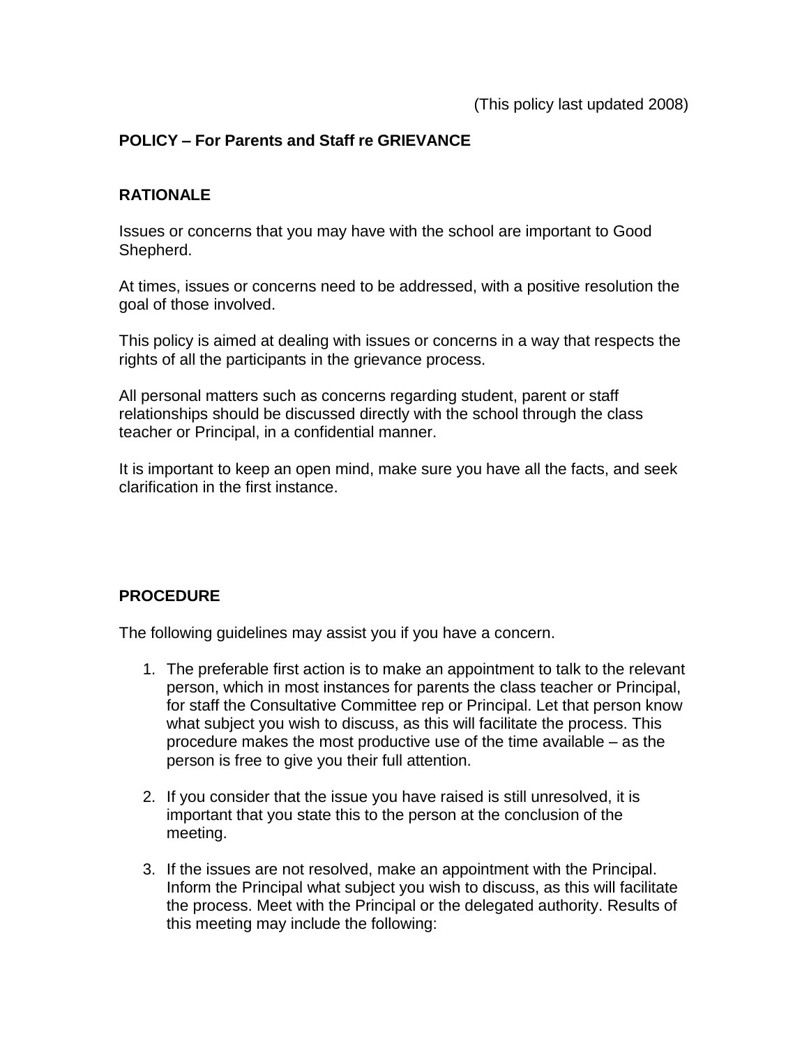(This policy last updated 2008)

**POLICY – For Parents and Staff re GRIEVANCE**

**RATIONALE**

Issues or concerns that you may have with the school are important to Good Shepherd.

At times, issues or concerns need to be addressed, with a positive resolution the goal of those involved.

This policy is aimed at dealing with issues or concerns in a way that respects the rights of all the participants in the grievance process.

All personal matters such as concerns regarding student, parent or staff relationships should be discussed directly with the school through the class teacher or Principal, in a confidential manner.

It is important to keep an open mind, make sure you have all the facts, and seek clarification in the first instance.

**PROCEDURE**

The following guidelines may assist you if you have a concern.

1. The preferable first action is to make an appointment to talk to the relevant person, which in most instances for parents the class teacher or Principal, for staff the Consultative Committee rep or Principal. Let that person know what subject you wish to discuss, as this will facilitate the process. This procedure makes the most productive use of the time available – as the person is free to give you their full attention.

2. If you consider that the issue you have raised is still unresolved, it is important that you state this to the person at the conclusion of the meeting.

3. If the issues are not resolved, make an appointment with the Principal. Inform the Principal what subject you wish to discuss, as this will facilitate the process. Meet with the Principal or the delegated authority. Results of this meeting may include the following: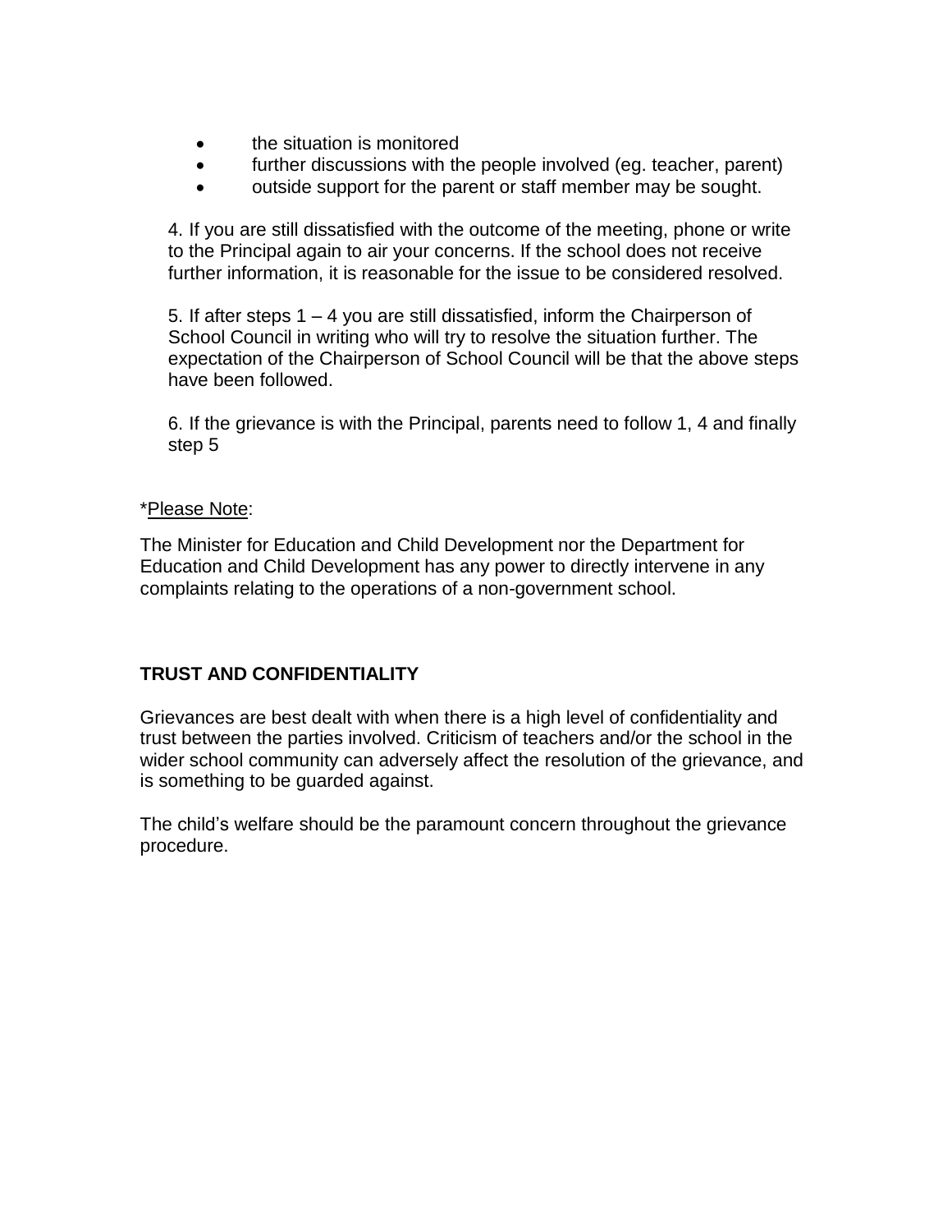- the situation is monitored
- further discussions with the people involved (eg. teacher, parent)
- outside support for the parent or staff member may be sought.

4. If you are still dissatisfied with the outcome of the meeting, phone or write to the Principal again to air your concerns. If the school does not receive further information, it is reasonable for the issue to be considered resolved.

5. If after steps 1 – 4 you are still dissatisfied, inform the Chairperson of School Council in writing who will try to resolve the situation further. The expectation of the Chairperson of School Council will be that the above steps have been followed.

6. If the grievance is with the Principal, parents need to follow 1, 4 and finally step 5

*Please Note:

The Minister for Education and Child Development nor the Department for Education and Child Development has any power to directly intervene in any complaints relating to the operations of a non-government school.

**TRUST AND CONFIDENTIALITY**

Grievances are best dealt with when there is a high level of confidentiality and trust between the parties involved. Criticism of teachers and/or the school in the wider school community can adversely affect the resolution of the grievance, and is something to be guarded against.

The child's welfare should be the paramount concern throughout the grievance procedure.